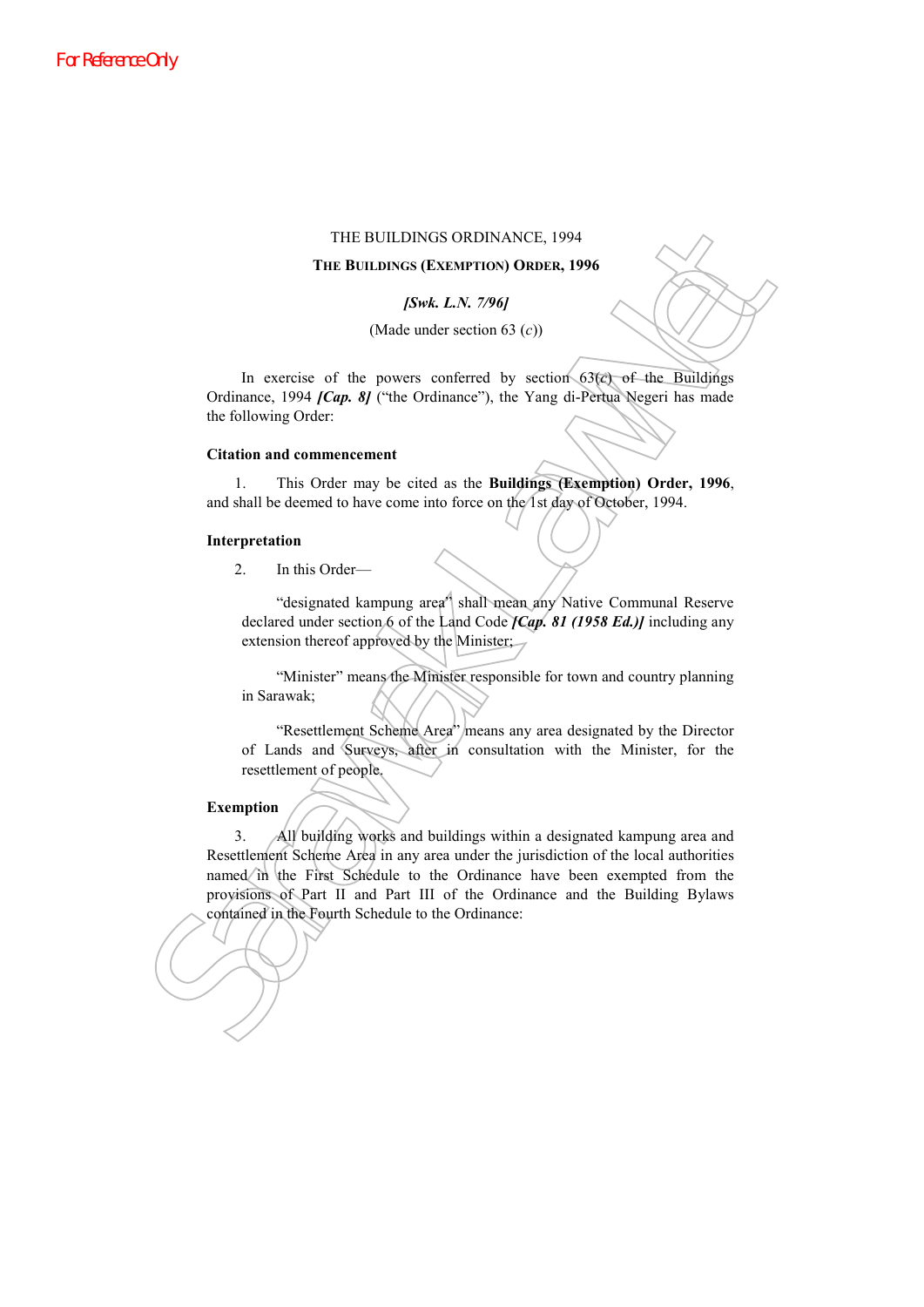# THE BUILDINGS ORDINANCE, 1994

## THE BUILDINGS (EXEMPTION) ORDER, 1996

***[Swk. L.N. 7/96]***

(Made under section 63 (*c*))

In exercise of the powers conferred by section 63(*c*) of the Buildings Ordinance, 1994 ***[Cap. 8]*** ("the Ordinance"), the Yang di-Pertua Negeri has made the following Order:

### Citation and commencement

1. This Order may be cited as the **Buildings (Exemption) Order, 1996**, and shall be deemed to have come into force on the 1st day of October, 1994.

### Interpretation

2. In this Order—

"designated kampung area" shall mean any Native Communal Reserve declared under section 6 of the Land Code ***[Cap. 81 (1958 Ed.)]*** including any extension thereof approved by the Minister;

"Minister" means the Minister responsible for town and country planning in Sarawak;

"Resettlement Scheme Area" means any area designated by the Director of Lands and Surveys, after in consultation with the Minister, for the resettlement of people.

### Exemption

3. All building works and buildings within a designated kampung area and Resettlement Scheme Area in any area under the jurisdiction of the local authorities named in the First Schedule to the Ordinance have been exempted from the provisions of Part II and Part III of the Ordinance and the Building Bylaws contained in the Fourth Schedule to the Ordinance: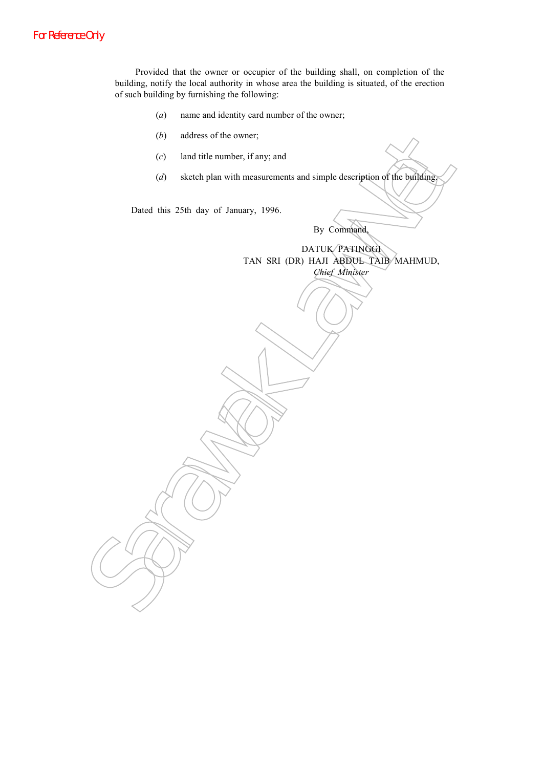Provided that the owner or occupier of the building shall, on completion of the building, notify the local authority in whose area the building is situated, of the erection of such building by furnishing the following:

(*a*) name and identity card number of the owner;

(*b*) address of the owner;

(*c*) land title number, if any; and

(*d*) sketch plan with measurements and simple description of the building.

Dated this 25th day of January, 1996.

By Command,

DATUK PATINGGI
TAN SRI (DR) HAJI ABDUL TAIB MAHMUD,
*Chief Minister*